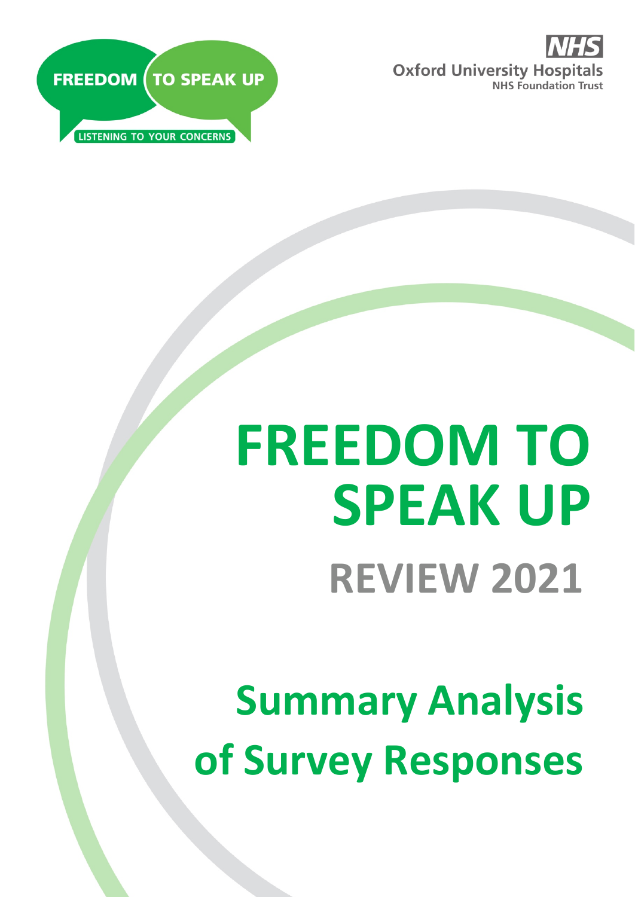FREEDOM TO SPEAK UP

LISTENING TO YOUR CONCERNS

NHS

Oxford University Hospitals

NHS Foundation Trust

# FREEDOM TO SPEAK UP

## REVIEW 2021

# Summary Analysis of Survey Responses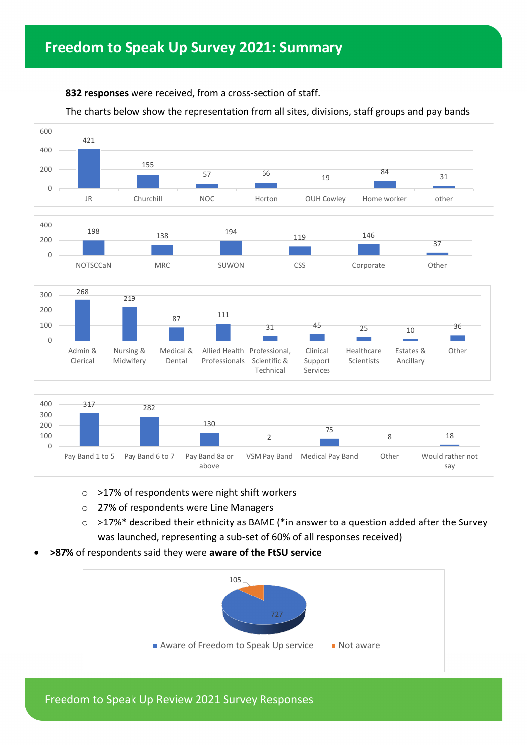# Freedom to Speak Up Survey 2021: Summary

**832 responses** were received, from a cross-section of staff.

The charts below show the representation from all sites, divisions, staff groups and pay bands

| Site | Responses |
|---|---|
| JR | 421 |
| Churchill | 155 |
| NOC | 57 |
| Horton | 66 |
| OUH Cowley | 19 |
| Home worker | 84 |
| other | 31 |

| Division | Responses |
|---|---|
| NOTSCCaN | 198 |
| MRC | 138 |
| SUWON | 194 |
| CSS | 119 |
| Corporate | 146 |
| Other | 37 |

| Staff group | Responses |
|---|---|
| Admin & Clerical | 268 |
| Nursing & Midwifery | 219 |
| Medical & Dental | 87 |
| Allied Health Professionals | 111 |
| Professional, Scientific & Technical | 31 |
| Clinical Support Services | 45 |
| Healthcare Scientists | 25 |
| Estates & Ancillary | 10 |
| Other | 36 |

| Pay band | Responses |
|---|---|
| Pay Band 1 to 5 | 317 |
| Pay Band 6 to 7 | 282 |
| Pay Band 8a or above | 130 |
| VSM Pay Band | 2 |
| Medical Pay Band | 75 |
| Other | 8 |
| Would rather not say | 18 |

- >17% of respondents were night shift workers
- 27% of respondents were Line Managers
- >17%* described their ethnicity as BAME (*in answer to a question added after the Survey was launched, representing a sub-set of 60% of all responses received)

- **>87%** of respondents said they were **aware of the FtSU service**

| | Responses |
|---|---|
| Aware of Freedom to Speak Up service | 727 |
| Not aware | 105 |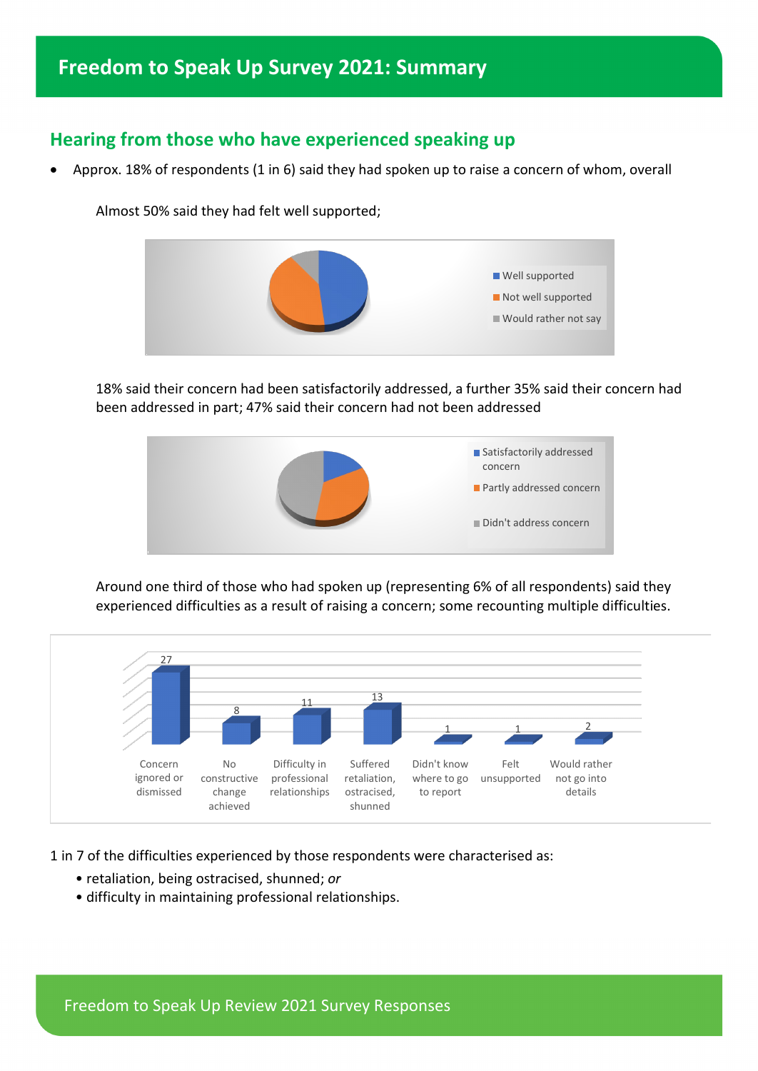# Freedom to Speak Up Survey 2021: Summary

## Hearing from those who have experienced speaking up

- Approx. 18% of respondents (1 in 6) said they had spoken up to raise a concern of whom, overall

Almost 50% said they had felt well supported;

Well supported
Not well supported
Would rather not say

18% said their concern had been satisfactorily addressed, a further 35% said their concern had been addressed in part; 47% said their concern had not been addressed

Satisfactorily addressed concern
Partly addressed concern
Didn't address concern

Around one third of those who had spoken up (representing 6% of all respondents) said they experienced difficulties as a result of raising a concern; some recounting multiple difficulties.

| Difficulty | Count |
|---|---|
| Concern ignored or dismissed | 27 |
| No constructive change achieved | 8 |
| Difficulty in professional relationships | 11 |
| Suffered retaliation, ostracised, shunned | 13 |
| Didn't know where to go to report | 1 |
| Felt unsupported | 1 |
| Would rather not go into details | 2 |

1 in 7 of the difficulties experienced by those respondents were characterised as:

- retaliation, being ostracised, shunned; *or*
- difficulty in maintaining professional relationships.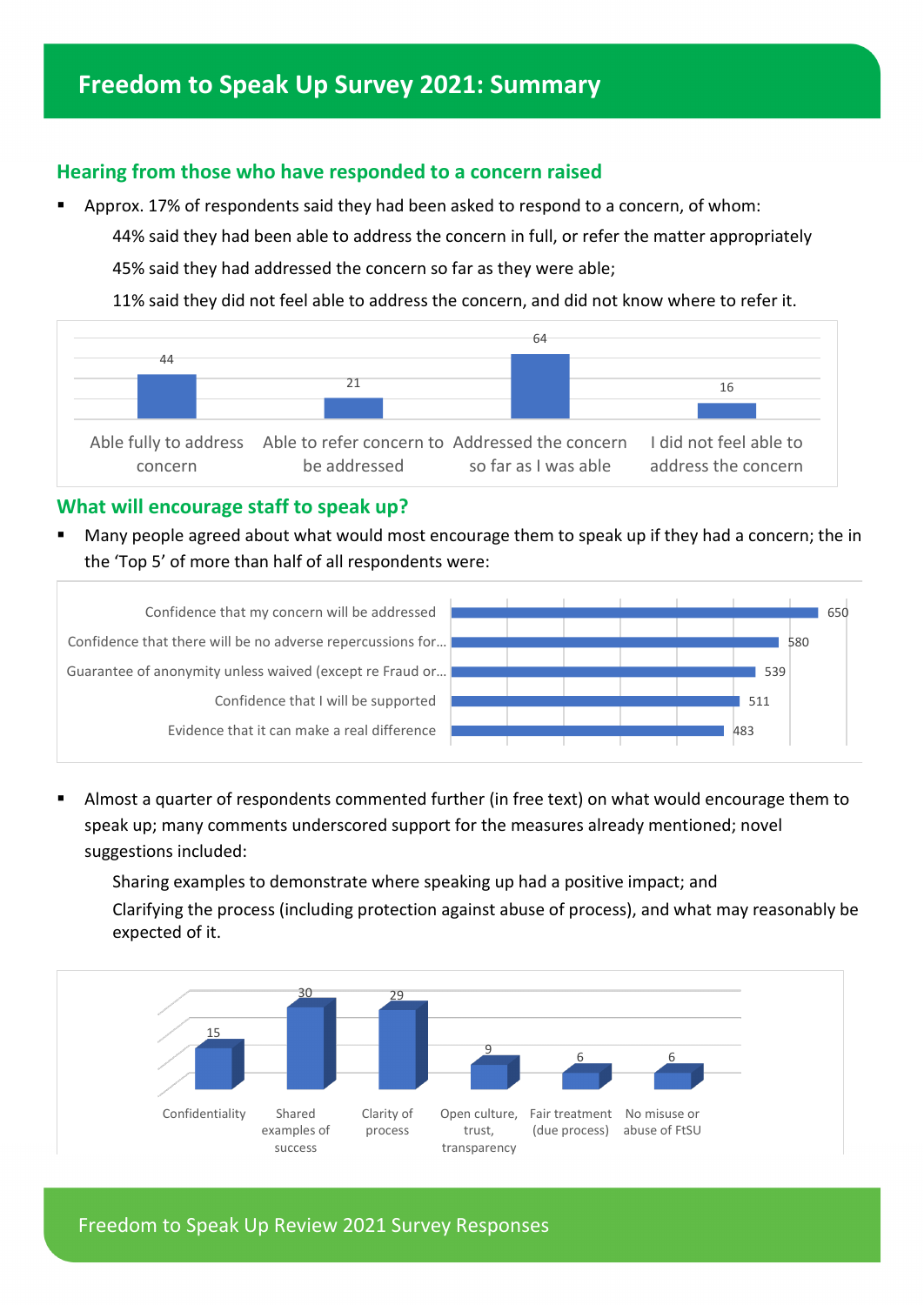# Freedom to Speak Up Survey 2021: Summary

## Hearing from those who have responded to a concern raised

- Approx. 17% of respondents said they had been asked to respond to a concern, of whom:

  44% said they had been able to address the concern in full, or refer the matter appropriately

  45% said they had addressed the concern so far as they were able;

  11% said they did not feel able to address the concern, and did not know where to refer it.

| Able fully to address concern | Able to refer concern to be addressed | Addressed the concern so far as I was able | I did not feel able to address the concern |
|---|---|---|---|
| 44 | 21 | 64 | 16 |

## What will encourage staff to speak up?

- Many people agreed about what would most encourage them to speak up if they had a concern; the in the 'Top 5' of more than half of all respondents were:

| Response | Count |
|---|---|
| Confidence that my concern will be addressed | 650 |
| Confidence that there will be no adverse repercussions for… | 580 |
| Guarantee of anonymity unless waived (except re Fraud or… | 539 |
| Confidence that I will be supported | 511 |
| Evidence that it can make a real difference | 483 |

- Almost a quarter of respondents commented further (in free text) on what would encourage them to speak up; many comments underscored support for the measures already mentioned; novel suggestions included:

  Sharing examples to demonstrate where speaking up had a positive impact; and

  Clarifying the process (including protection against abuse of process), and what may reasonably be expected of it.

| Confidentiality | Shared examples of success | Clarity of process | Open culture, trust, transparency | Fair treatment (due process) | No misuse or abuse of FtSU |
|---|---|---|---|---|---|
| 15 | 30 | 29 | 9 | 6 | 6 |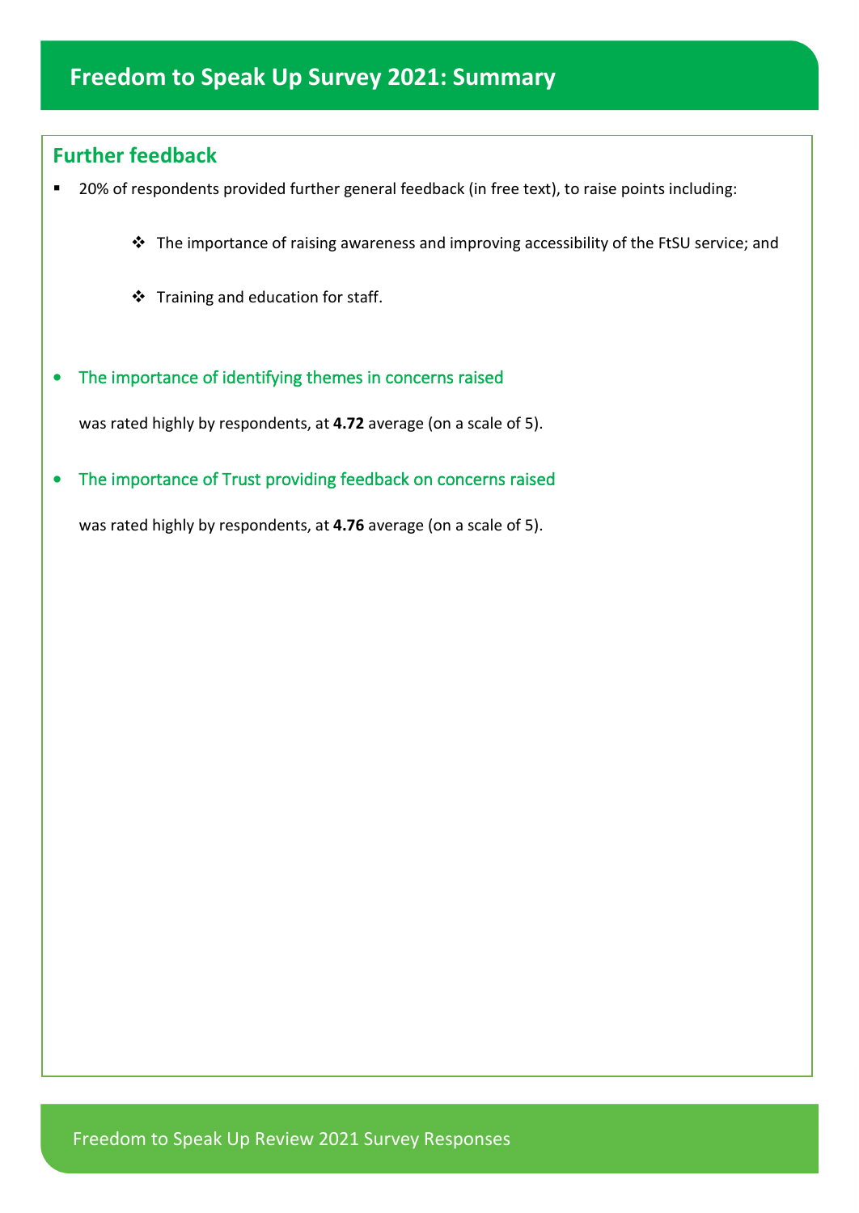# Freedom to Speak Up Survey 2021: Summary

## Further feedback

- 20% of respondents provided further general feedback (in free text), to raise points including:
  - The importance of raising awareness and improving accessibility of the FtSU service; and
  - Training and education for staff.

- The importance of identifying themes in concerns raised

  was rated highly by respondents, at **4.72** average (on a scale of 5).

- The importance of Trust providing feedback on concerns raised

  was rated highly by respondents, at **4.76** average (on a scale of 5).